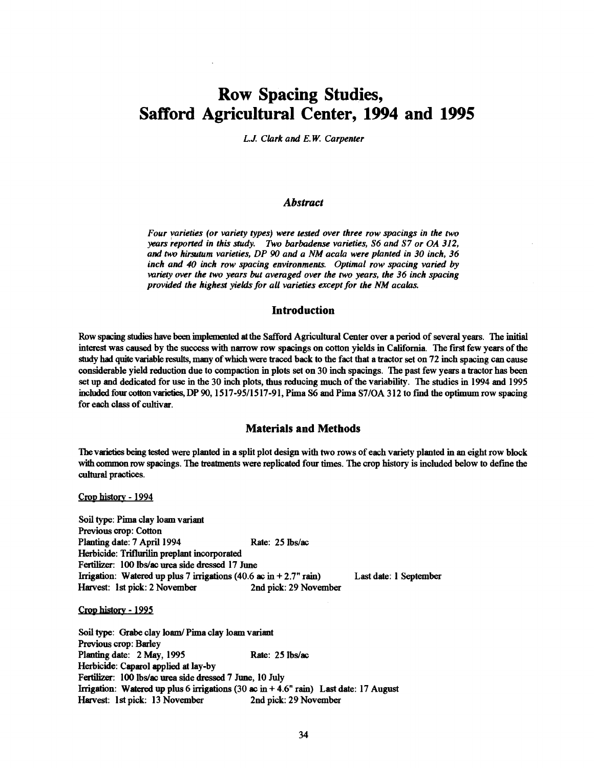# Row Spacing Studies, Safford Agricultural Center, 1994 and 1995

*L.J. Clark and E.W. Carpenter*

## *Abstract*

*Four varieties (or variety types) were tested over three row spacings in the two years reported in this study. Two barbadense varieties, S6 and S7 or OA 312, and two hirsutum varieties, DP 90 and a NM acala were planted in 30 inch, 36 inch and 40 inch row spacing environments. Optimal row spacing varied by variety over the two years but averaged over the two years, the 36 inch spacing provided the highest yields for all varieties except for the NM acalas.*

## Introduction

Row spacing studies have been implemented at the Safford Agricultural Center over a period of several years. The initial interest was caused by the success with narrow row spacings on cotton yields in California. The first few years of the study had quite variable results, many of which were traced back to the fact that a tractor set on 72 inch spacing can cause considerable yield reduction due to compaction in plots set on 30 inch spacings. The past few years a tractor has been set up and dedicated for use in the 30 inch plots, thus reducing much of the variability. The studies in 1994 and 1995 included four cotton varieties, DP 90, 1517-95/1517-91, Pima S6 and Pima S7/OA 312 to find the optimum row spacing for each class of cultivar.

## Materials and Methods

The varieties being tested were planted in a split plot design with two rows of each variety planted in an eight row block with common row spacings. The treatments were replicated four times. The crop history is included below to define the cultural practices.

Crop history - 1994

Soil type: Pima clay loam variant
Previous crop: Cotton
Planting date: 7 April 1994 Rate: 25 lbs/ac
Herbicide: Triflurilin preplant incorporated
Fertilizer: 100 lbs/ac urea side dressed 17 June
Irrigation: Watered up plus 7 irrigations (40.6 ac in + 2.7" rain) Last date: 1 September
Harvest: 1st pick: 2 November 2nd pick: 29 November

Crop history - 1995

Soil type: Grabe clay loam/ Pima clay loam variant
Previous crop: Barley
Planting date: 2 May, 1995 Rate: 25 lbs/ac
Herbicide: Caparol applied at lay-by
Fertilizer: 100 lbs/ac urea side dressed 7 June, 10 July
Irrigation: Watered up plus 6 irrigations (30 ac in + 4.6" rain) Last date: 17 August
Harvest: 1st pick: 13 November 2nd pick: 29 November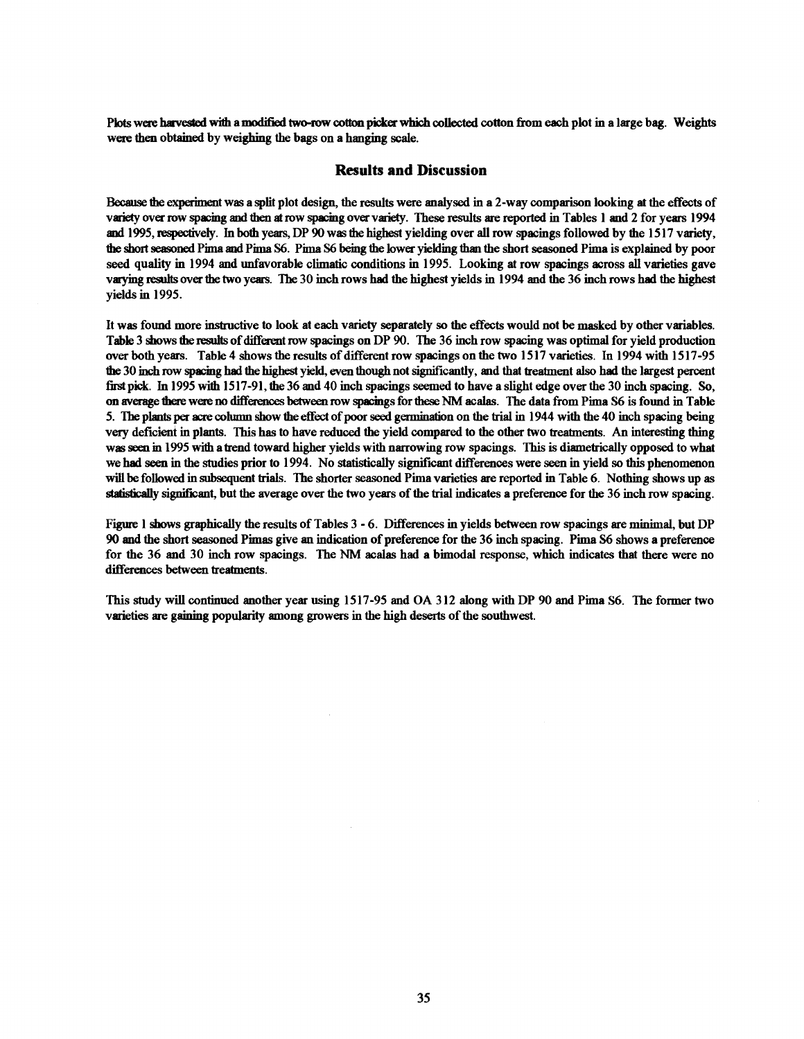Plots were harvested with a modified two-row cotton picker which collected cotton from each plot in a large bag. Weights were then obtained by weighing the bags on a hanging scale.

## Results and Discussion

Because the experiment was a split plot design, the results were analysed in a 2-way comparison looking at the effects of variety over row spacing and then at row spacing over variety. These results are reported in Tables 1 and 2 for years 1994 and 1995, respectively. In both years, DP 90 was the highest yielding over all row spacings followed by the 1517 variety, the short seasoned Pima and Pima S6. Pima S6 being the lower yielding than the short seasoned Pima is explained by poor seed quality in 1994 and unfavorable climatic conditions in 1995. Looking at row spacings across all varieties gave varying results over the two years. The 30 inch rows had the highest yields in 1994 and the 36 inch rows had the highest yields in 1995.

It was found more instructive to look at each variety separately so the effects would not be masked by other variables. Table 3 shows the results of different row spacings on DP 90. The 36 inch row spacing was optimal for yield production over both years. Table 4 shows the results of different row spacings on the two 1517 varieties. In 1994 with 1517-95 the 30 inch row spacing had the highest yield, even though not significantly, and that treatment also had the largest percent first pick. In 1995 with 1517-91, the 36 and 40 inch spacings seemed to have a slight edge over the 30 inch spacing. So, on average there were no differences between row spacings for these NM acalas. The data from Pima S6 is found in Table 5. The plants per acre column show the effect of poor seed germination on the trial in 1944 with the 40 inch spacing being very deficient in plants. This has to have reduced the yield compared to the other two treatments. An interesting thing was seen in 1995 with a trend toward higher yields with narrowing row spacings. This is diametrically opposed to what we had seen in the studies prior to 1994. No statistically significant differences were seen in yield so this phenomenon will be followed in subsequent trials. The shorter seasoned Pima varieties are reported in Table 6. Nothing shows up as statistically significant, but the average over the two years of the trial indicates a preference for the 36 inch row spacing.

Figure 1 shows graphically the results of Tables 3 - 6. Differences in yields between row spacings are minimal, but DP 90 and the short seasoned Pimas give an indication of preference for the 36 inch spacing. Pima S6 shows a preference for the 36 and 30 inch row spacings. The NM acalas had a bimodal response, which indicates that there were no differences between treatments.

This study will continued another year using 1517-95 and OA 312 along with DP 90 and Pima S6. The former two varieties are gaining popularity among growers in the high deserts of the southwest.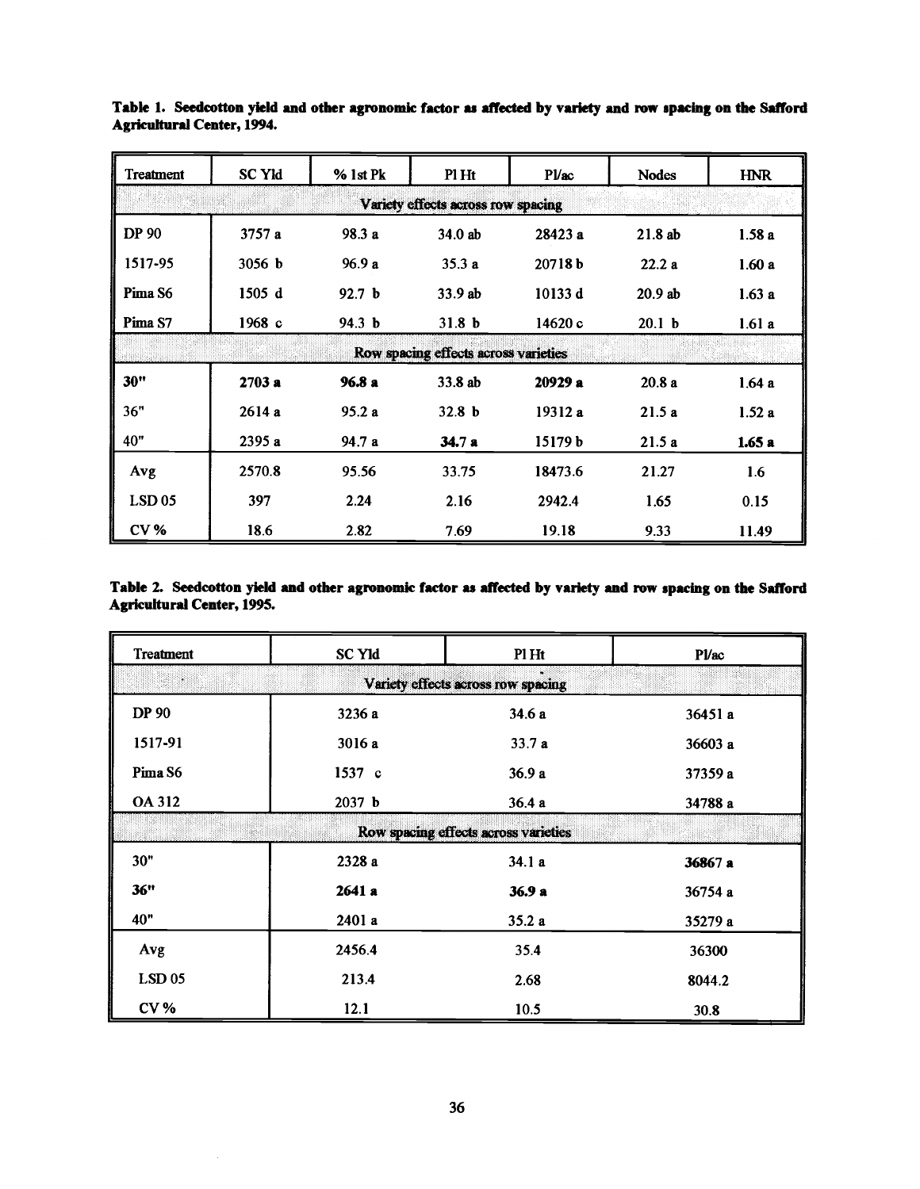**Table 1. Seedcotton yield and other agronomic factor as affected by variety and row spacing on the Safford Agricultural Center, 1994.**

| Treatment | SC Yld | % 1st Pk | Pl Ht | Pl/ac | Nodes | HNR |
|---|---|---|---|---|---|---|
| Variety effects across row spacing | | | | | | |
| DP 90 | 3757 a | 98.3 a | 34.0 ab | 28423 a | 21.8 ab | 1.58 a |
| 1517-95 | 3056 b | 96.9 a | 35.3 a | 20718 b | 22.2 a | 1.60 a |
| Pima S6 | 1505 d | 92.7 b | 33.9 ab | 10133 d | 20.9 ab | 1.63 a |
| Pima S7 | 1968 c | 94.3 b | 31.8 b | 14620 c | 20.1 b | 1.61 a |
| Row spacing effects across varieties | | | | | | |
| **30"** | **2703 a** | **96.8 a** | 33.8 ab | **20929 a** | 20.8 a | 1.64 a |
| 36" | 2614 a | 95.2 a | 32.8 b | 19312 a | 21.5 a | 1.52 a |
| 40" | 2395 a | 94.7 a | **34.7 a** | 15179 b | 21.5 a | **1.65 a** |
| Avg | 2570.8 | 95.56 | 33.75 | 18473.6 | 21.27 | 1.6 |
| LSD 05 | 397 | 2.24 | 2.16 | 2942.4 | 1.65 | 0.15 |
| CV % | 18.6 | 2.82 | 7.69 | 19.18 | 9.33 | 11.49 |

**Table 2. Seedcotton yield and other agronomic factor as affected by variety and row spacing on the Safford Agricultural Center, 1995.**

| Treatment | SC Yld | Pl Ht | Pl/ac |
|---|---|---|---|
| Variety effects across row spacing | | | |
| DP 90 | 3236 a | 34.6 a | 36451 a |
| 1517-91 | 3016 a | 33.7 a | 36603 a |
| Pima S6 | 1537 c | 36.9 a | 37359 a |
| OA 312 | 2037 b | 36.4 a | 34788 a |
| Row spacing effects across varieties | | | |
| 30" | 2328 a | 34.1 a | **36867 a** |
| **36"** | **2641 a** | **36.9 a** | 36754 a |
| 40" | 2401 a | 35.2 a | 35279 a |
| Avg | 2456.4 | 35.4 | 36300 |
| LSD 05 | 213.4 | 2.68 | 8044.2 |
| CV % | 12.1 | 10.5 | 30.8 |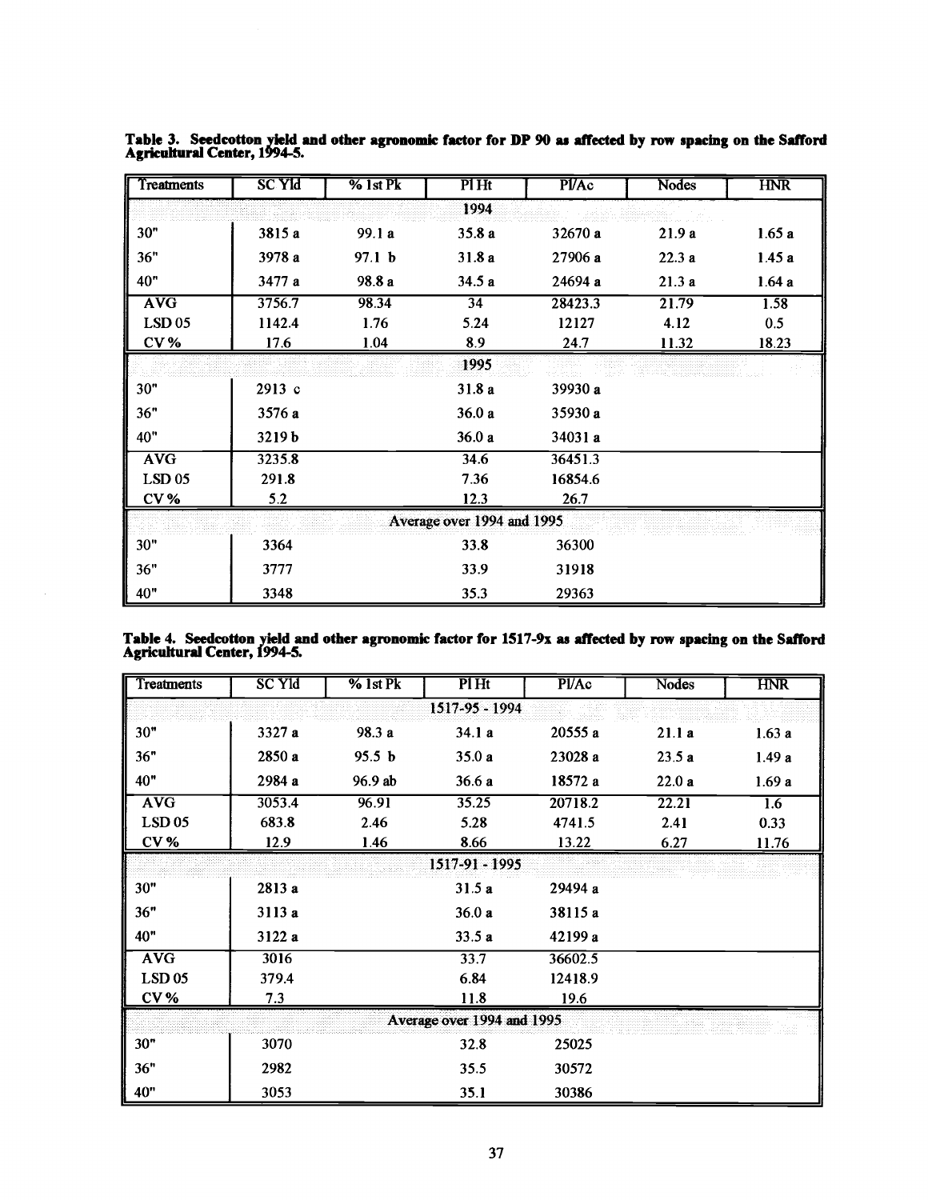**Table 3. Seedcotton yield and other agronomic factor for DP 90 as affected by row spacing on the Safford Agricultural Center, 1994-5.**

| Treatments | SC Yld | % 1st Pk | Pl Ht | Pl/Ac | Nodes | HNR |
|---|---|---|---|---|---|---|
| | | | 1994 | | | |
| 30" | 3815 a | 99.1 a | 35.8 a | 32670 a | 21.9 a | 1.65 a |
| 36" | 3978 a | 97.1 b | 31.8 a | 27906 a | 22.3 a | 1.45 a |
| 40" | 3477 a | 98.8 a | 34.5 a | 24694 a | 21.3 a | 1.64 a |
| AVG | 3756.7 | 98.34 | 34 | 28423.3 | 21.79 | 1.58 |
| LSD 05 | 1142.4 | 1.76 | 5.24 | 12127 | 4.12 | 0.5 |
| CV % | 17.6 | 1.04 | 8.9 | 24.7 | 11.32 | 18.23 |
| | | | 1995 | | | |
| 30" | 2913 c | | 31.8 a | 39930 a | | |
| 36" | 3576 a | | 36.0 a | 35930 a | | |
| 40" | 3219 b | | 36.0 a | 34031 a | | |
| AVG | 3235.8 | | 34.6 | 36451.3 | | |
| LSD 05 | 291.8 | | 7.36 | 16854.6 | | |
| CV % | 5.2 | | 12.3 | 26.7 | | |
| | | | Average over 1994 and 1995 | | | |
| 30" | 3364 | | 33.8 | 36300 | | |
| 36" | 3777 | | 33.9 | 31918 | | |
| 40" | 3348 | | 35.3 | 29363 | | |

**Table 4. Seedcotton yield and other agronomic factor for 1517-9x as affected by row spacing on the Safford Agricultural Center, 1994-5.**

| Treatments | SC Yld | % 1st Pk | Pl Ht | Pl/Ac | Nodes | HNR |
|---|---|---|---|---|---|---|
| | | | 1517-95 - 1994 | | | |
| 30" | 3327 a | 98.3 a | 34.1 a | 20555 a | 21.1 a | 1.63 a |
| 36" | 2850 a | 95.5 b | 35.0 a | 23028 a | 23.5 a | 1.49 a |
| 40" | 2984 a | 96.9 ab | 36.6 a | 18572 a | 22.0 a | 1.69 a |
| AVG | 3053.4 | 96.91 | 35.25 | 20718.2 | 22.21 | 1.6 |
| LSD 05 | 683.8 | 2.46 | 5.28 | 4741.5 | 2.41 | 0.33 |
| CV % | 12.9 | 1.46 | 8.66 | 13.22 | 6.27 | 11.76 |
| | | | 1517-91 - 1995 | | | |
| 30" | 2813 a | | 31.5 a | 29494 a | | |
| 36" | 3113 a | | 36.0 a | 38115 a | | |
| 40" | 3122 a | | 33.5 a | 42199 a | | |
| AVG | 3016 | | 33.7 | 36602.5 | | |
| LSD 05 | 379.4 | | 6.84 | 12418.9 | | |
| CV % | 7.3 | | 11.8 | 19.6 | | |
| | | | Average over 1994 and 1995 | | | |
| 30" | 3070 | | 32.8 | 25025 | | |
| 36" | 2982 | | 35.5 | 30572 | | |
| 40" | 3053 | | 35.1 | 30386 | | |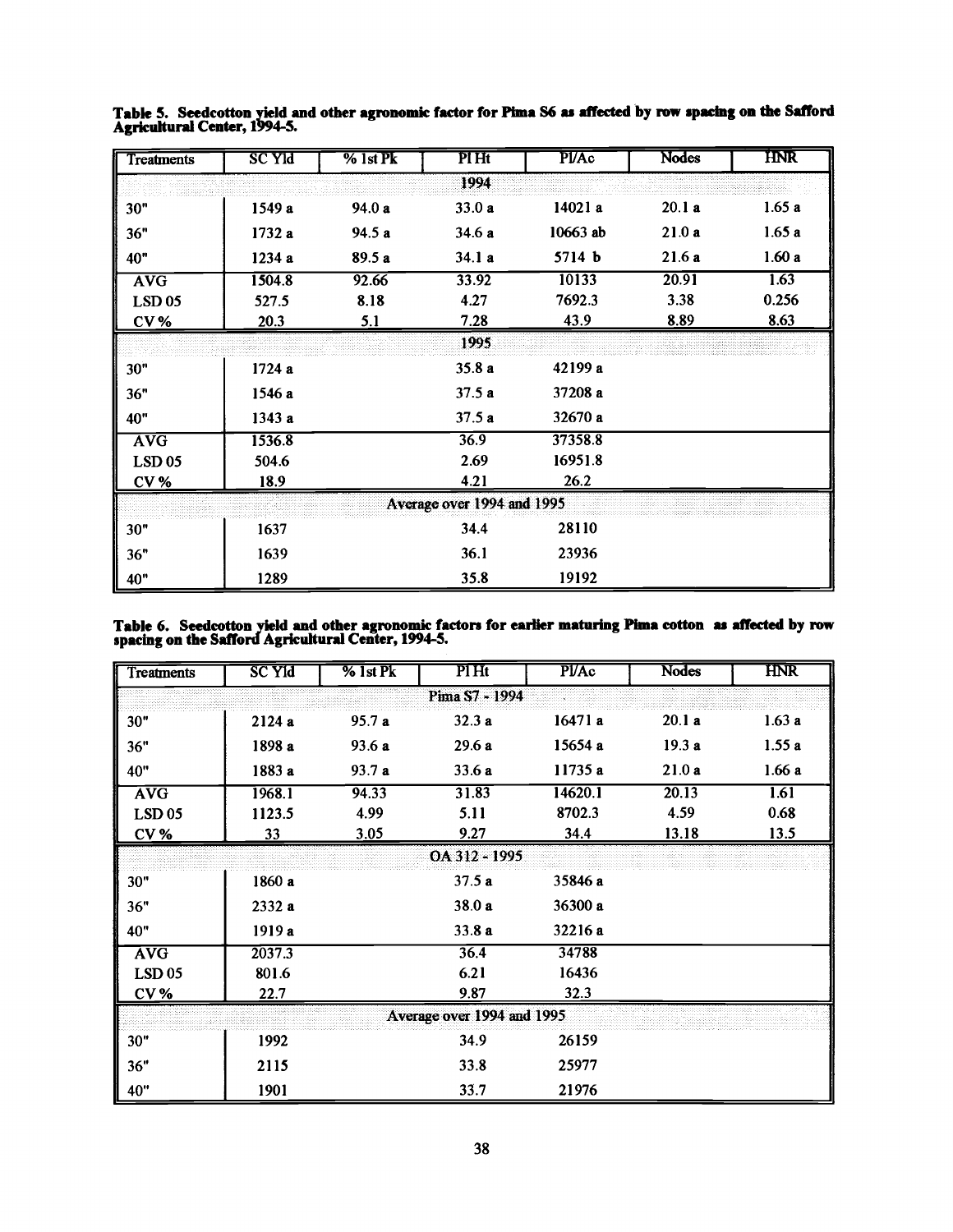**Table 5. Seedcotton yield and other agronomic factor for Pima S6 as affected by row spacing on the Safford Agricultural Center, 1994-5.**

| Treatments | SC Yld | % 1st Pk | Pl Ht | Pl/Ac | Nodes | HNR |
|---|---|---|---|---|---|---|
| | | | 1994 | | | |
| 30" | 1549 a | 94.0 a | 33.0 a | 14021 a | 20.1 a | 1.65 a |
| 36" | 1732 a | 94.5 a | 34.6 a | 10663 ab | 21.0 a | 1.65 a |
| 40" | 1234 a | 89.5 a | 34.1 a | 5714 b | 21.6 a | 1.60 a |
| AVG | 1504.8 | 92.66 | 33.92 | 10133 | 20.91 | 1.63 |
| LSD 05 | 527.5 | 8.18 | 4.27 | 7692.3 | 3.38 | 0.256 |
| CV % | 20.3 | 5.1 | 7.28 | 43.9 | 8.89 | 8.63 |
| | | | 1995 | | | |
| 30" | 1724 a | | 35.8 a | 42199 a | | |
| 36" | 1546 a | | 37.5 a | 37208 a | | |
| 40" | 1343 a | | 37.5 a | 32670 a | | |
| AVG | 1536.8 | | 36.9 | 37358.8 | | |
| LSD 05 | 504.6 | | 2.69 | 16951.8 | | |
| CV % | 18.9 | | 4.21 | 26.2 | | |
| | | | Average over 1994 and 1995 | | | |
| 30" | 1637 | | 34.4 | 28110 | | |
| 36" | 1639 | | 36.1 | 23936 | | |
| 40" | 1289 | | 35.8 | 19192 | | |

**Table 6. Seedcotton yield and other agronomic factors for earlier maturing Pima cotton as affected by row spacing on the Safford Agricultural Center, 1994-5.**

| Treatments | SC Yld | % 1st Pk | Pl Ht | Pl/Ac | Nodes | HNR |
|---|---|---|---|---|---|---|
| | | | Pima S7 - 1994 | | | |
| 30" | 2124 a | 95.7 a | 32.3 a | 16471 a | 20.1 a | 1.63 a |
| 36" | 1898 a | 93.6 a | 29.6 a | 15654 a | 19.3 a | 1.55 a |
| 40" | 1883 a | 93.7 a | 33.6 a | 11735 a | 21.0 a | 1.66 a |
| AVG | 1968.1 | 94.33 | 31.83 | 14620.1 | 20.13 | 1.61 |
| LSD 05 | 1123.5 | 4.99 | 5.11 | 8702.3 | 4.59 | 0.68 |
| CV % | 33 | 3.05 | 9.27 | 34.4 | 13.18 | 13.5 |
| | | | OA 312 - 1995 | | | |
| 30" | 1860 a | | 37.5 a | 35846 a | | |
| 36" | 2332 a | | 38.0 a | 36300 a | | |
| 40" | 1919 a | | 33.8 a | 32216 a | | |
| AVG | 2037.3 | | 36.4 | 34788 | | |
| LSD 05 | 801.6 | | 6.21 | 16436 | | |
| CV % | 22.7 | | 9.87 | 32.3 | | |
| | | | Average over 1994 and 1995 | | | |
| 30" | 1992 | | 34.9 | 26159 | | |
| 36" | 2115 | | 33.8 | 25977 | | |
| 40" | 1901 | | 33.7 | 21976 | | |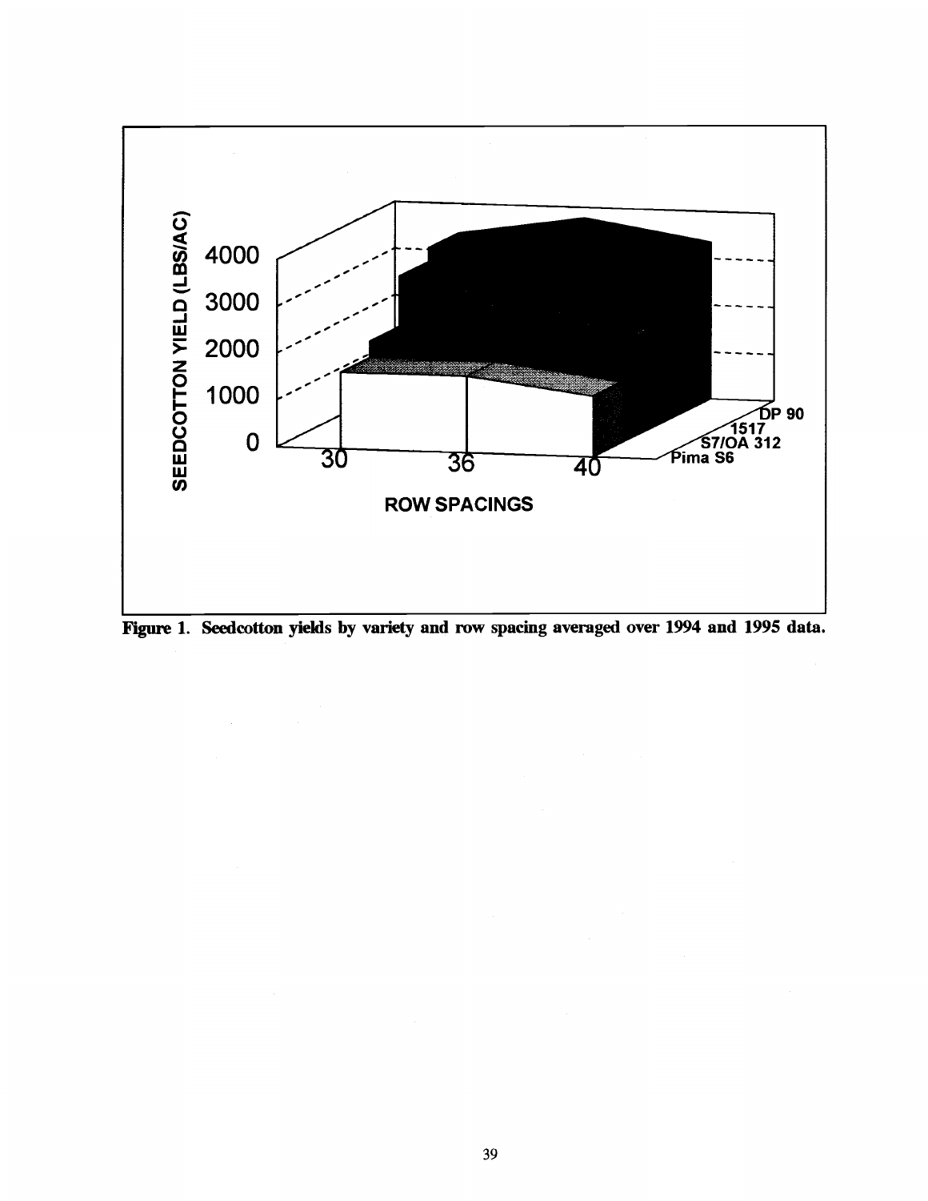SEEDCOTTON YIELD (LBS/AC)

4000

3000

2000

1000

0

30

36

40

ROW SPACINGS

DP 90

1517

S7/OA 312

Pima S6

**Figure 1. Seedcotton yields by variety and row spacing averaged over 1994 and 1995 data.**